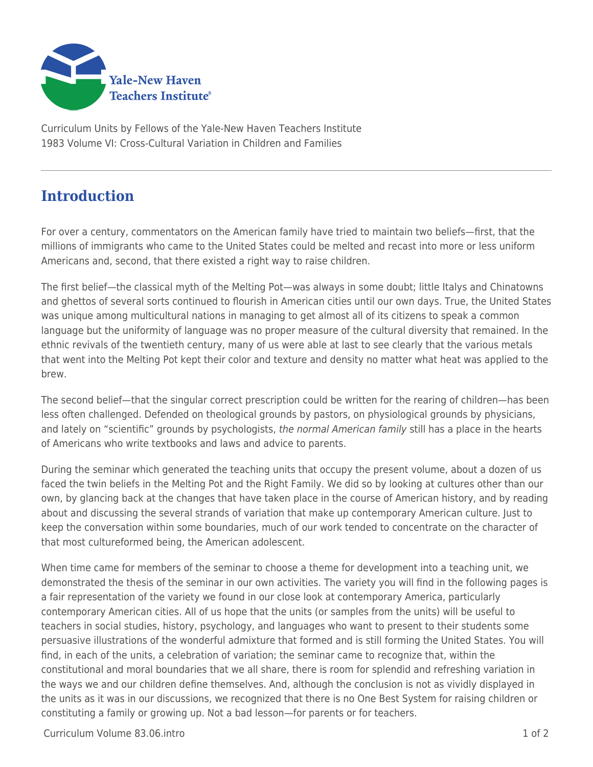Curriculum Units by Fellows of the Yale-New Haven Teachers Institute
1983 Volume VI: Cross-Cultural Variation in Children and Families

## Introduction

For over a century, commentators on the American family have tried to maintain two beliefs—first, that the millions of immigrants who came to the United States could be melted and recast into more or less uniform Americans and, second, that there existed a right way to raise children.

The first belief—the classical myth of the Melting Pot—was always in some doubt; little Italys and Chinatowns and ghettos of several sorts continued to flourish in American cities until our own days. True, the United States was unique among multicultural nations in managing to get almost all of its citizens to speak a common language but the uniformity of language was no proper measure of the cultural diversity that remained. In the ethnic revivals of the twentieth century, many of us were able at last to see clearly that the various metals that went into the Melting Pot kept their color and texture and density no matter what heat was applied to the brew.

The second belief—that the singular correct prescription could be written for the rearing of children—has been less often challenged. Defended on theological grounds by pastors, on physiological grounds by physicians, and lately on "scientific" grounds by psychologists, *the normal American family* still has a place in the hearts of Americans who write textbooks and laws and advice to parents.

During the seminar which generated the teaching units that occupy the present volume, about a dozen of us faced the twin beliefs in the Melting Pot and the Right Family. We did so by looking at cultures other than our own, by glancing back at the changes that have taken place in the course of American history, and by reading about and discussing the several strands of variation that make up contemporary American culture. Just to keep the conversation within some boundaries, much of our work tended to concentrate on the character of that most cultureformed being, the American adolescent.

When time came for members of the seminar to choose a theme for development into a teaching unit, we demonstrated the thesis of the seminar in our own activities. The variety you will find in the following pages is a fair representation of the variety we found in our close look at contemporary America, particularly contemporary American cities. All of us hope that the units (or samples from the units) will be useful to teachers in social studies, history, psychology, and languages who want to present to their students some persuasive illustrations of the wonderful admixture that formed and is still forming the United States. You will find, in each of the units, a celebration of variation; the seminar came to recognize that, within the constitutional and moral boundaries that we all share, there is room for splendid and refreshing variation in the ways we and our children define themselves. And, although the conclusion is not as vividly displayed in the units as it was in our discussions, we recognized that there is no One Best System for raising children or constituting a family or growing up. Not a bad lesson—for parents or for teachers.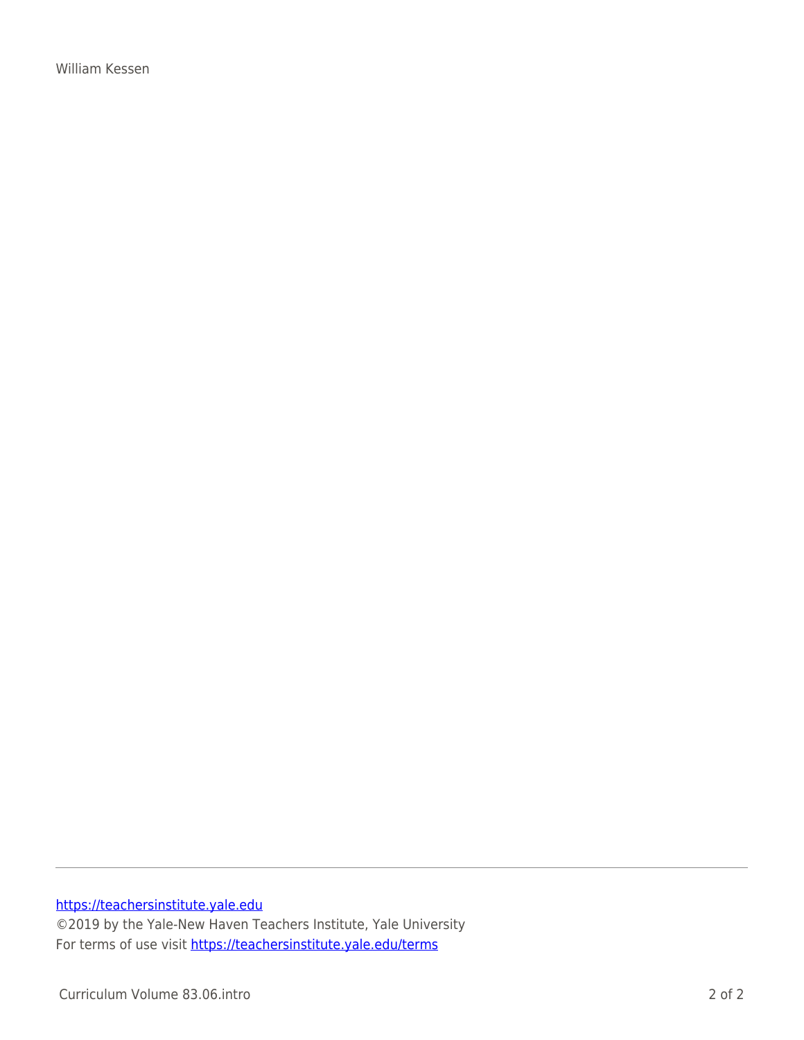William Kessen